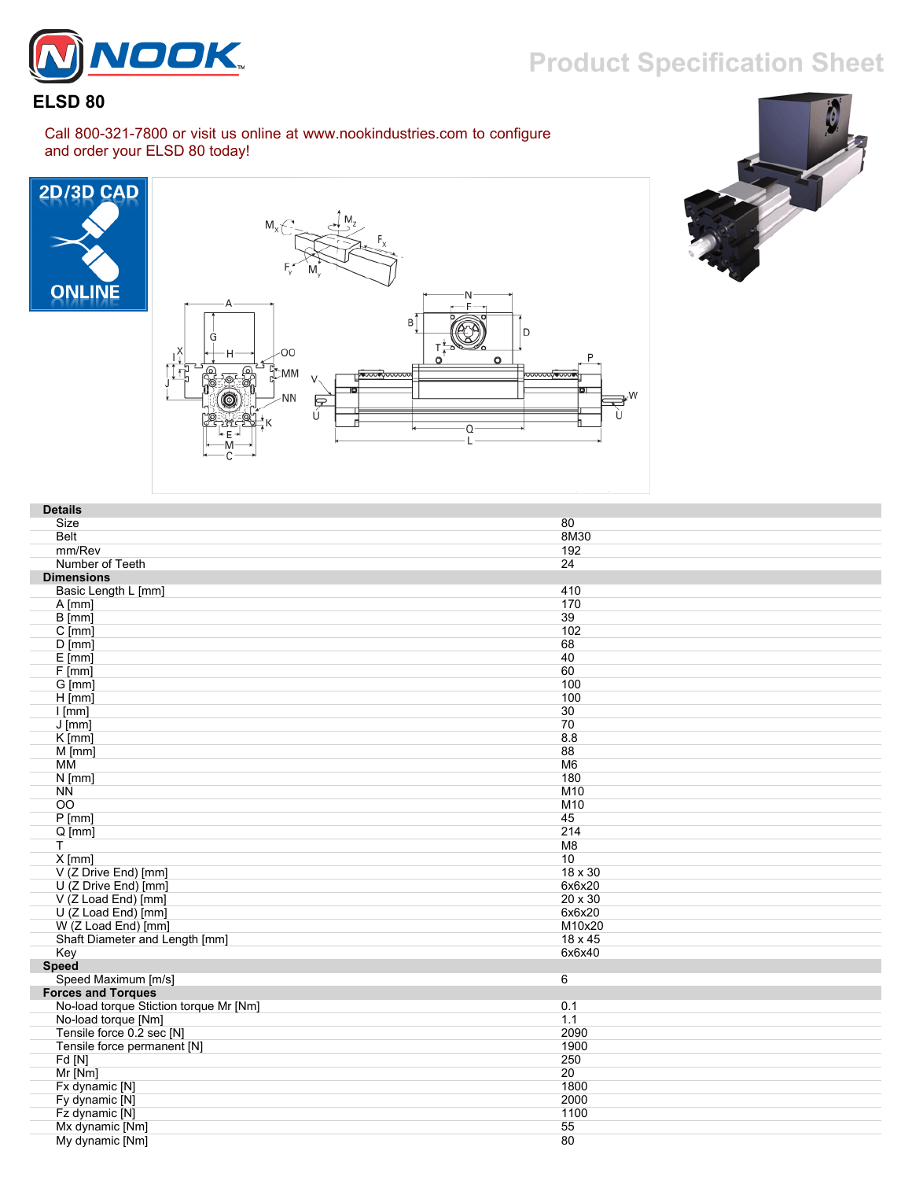**NOOK**

# Product Specification Sheet

## ELSD 80

Call 800-321-7800 or visit us online at www.nookindustries.com to configure and order your ELSD 80 today!

2D/3D CAD ONLINE

| Details | |
|---|---|
| Size | 80 |
| Belt | 8M30 |
| mm/Rev | 192 |
| Number of Teeth | 24 |
| **Dimensions** | |
| Basic Length L [mm] | 410 |
| A [mm] | 170 |
| B [mm] | 39 |
| C [mm] | 102 |
| D [mm] | 68 |
| E [mm] | 40 |
| F [mm] | 60 |
| G [mm] | 100 |
| H [mm] | 100 |
| I [mm] | 30 |
| J [mm] | 70 |
| K [mm] | 8.8 |
| M [mm] | 88 |
| MM | M6 |
| N [mm] | 180 |
| NN | M10 |
| OO | M10 |
| P [mm] | 45 |
| Q [mm] | 214 |
| T | M8 |
| X [mm] | 10 |
| V (Z Drive End) [mm] | 18 x 30 |
| U (Z Drive End) [mm] | 6x6x20 |
| V (Z Load End) [mm] | 20 x 30 |
| U (Z Load End) [mm] | 6x6x20 |
| W (Z Load End) [mm] | M10x20 |
| Shaft Diameter and Length [mm] | 18 x 45 |
| Key | 6x6x40 |
| **Speed** | |
| Speed Maximum [m/s] | 6 |
| **Forces and Torques** | |
| No-load torque Stiction torque Mr [Nm] | 0.1 |
| No-load torque [Nm] | 1.1 |
| Tensile force 0.2 sec [N] | 2090 |
| Tensile force permanent [N] | 1900 |
| Fd [N] | 250 |
| Mr [Nm] | 20 |
| Fx dynamic [N] | 1800 |
| Fy dynamic [N] | 2000 |
| Fz dynamic [N] | 1100 |
| Mx dynamic [Nm] | 55 |
| My dynamic [Nm] | 80 |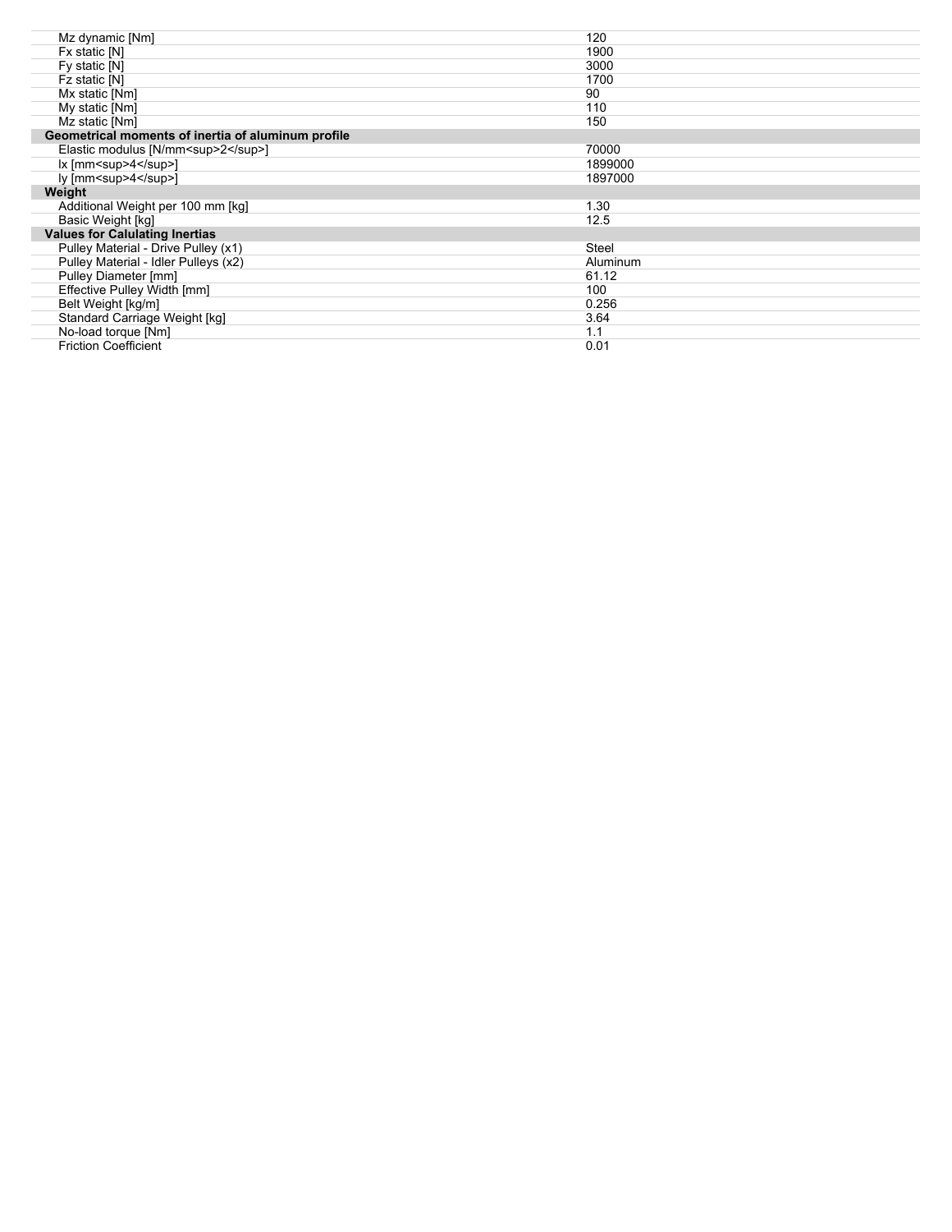| | |
|---|---|
| Mz dynamic [Nm] | 120 |
| Fx static [N] | 1900 |
| Fy static [N] | 3000 |
| Fz static [N] | 1700 |
| Mx static [Nm] | 90 |
| My static [Nm] | 110 |
| Mz static [Nm] | 150 |
| **Geometrical moments of inertia of aluminum profile** | |
| Elastic modulus [N/mm$^2$] | 70000 |
| Ix [mm$^4$] | 1899000 |
| Iy [mm$^4$] | 1897000 |
| **Weight** | |
| Additional Weight per 100 mm [kg] | 1.30 |
| Basic Weight [kg] | 12.5 |
| **Values for Calulating Inertias** | |
| Pulley Material - Drive Pulley (x1) | Steel |
| Pulley Material - Idler Pulleys (x2) | Aluminum |
| Pulley Diameter [mm] | 61.12 |
| Effective Pulley Width [mm] | 100 |
| Belt Weight [kg/m] | 0.256 |
| Standard Carriage Weight [kg] | 3.64 |
| No-load torque [Nm] | 1.1 |
| Friction Coefficient | 0.01 |